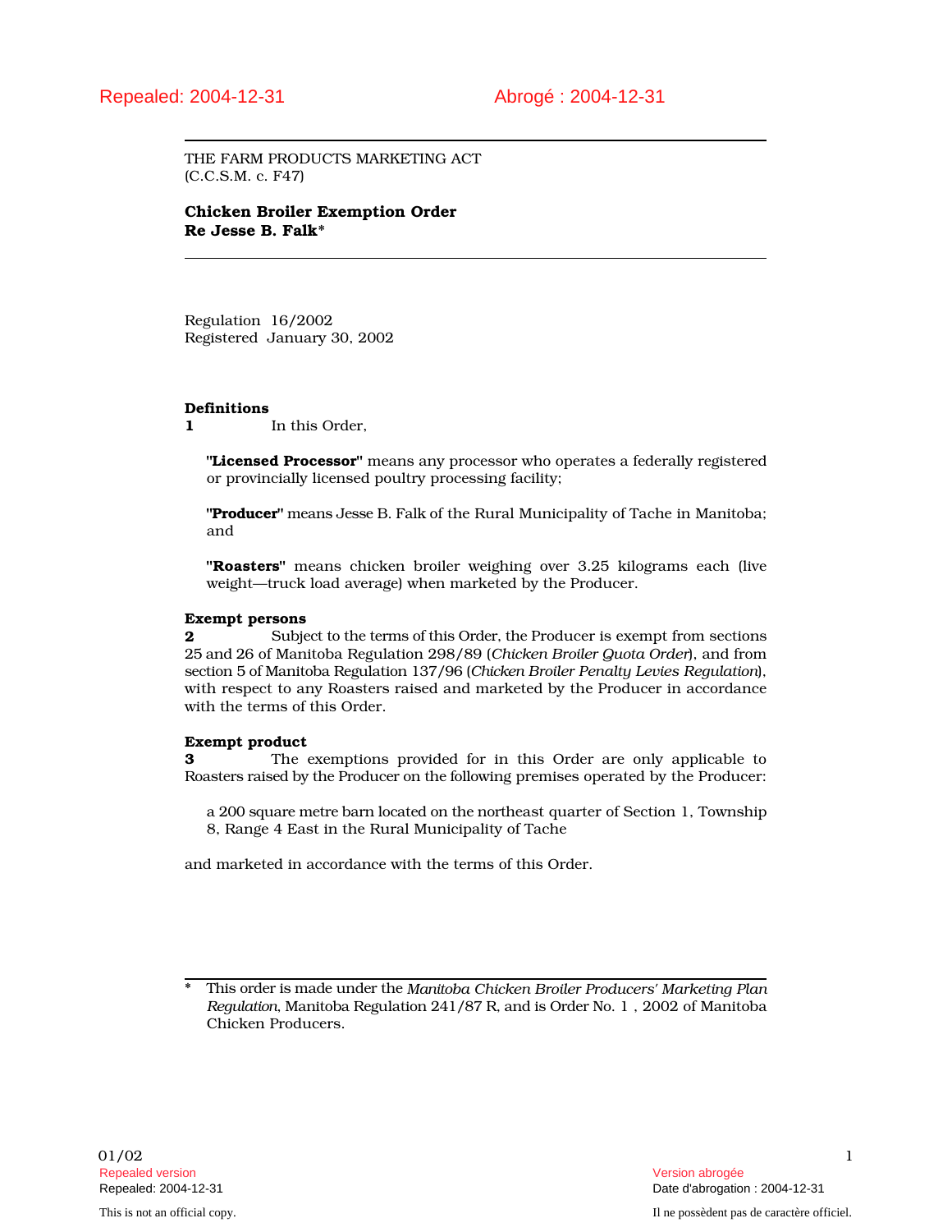Repealed: 2004-12-31 Abrogé : 2004-12-31

THE FARM PRODUCTS MARKETING ACT
(C.C.S.M. c. F47)

**Chicken Broiler Exemption Order**
**Re Jesse B. Falk***

Regulation 16/2002
Registered January 30, 2002

**Definitions**

**1** In this Order,

**"Licensed Processor"** means any processor who operates a federally registered or provincially licensed poultry processing facility;

**"Producer"** means Jesse B. Falk of the Rural Municipality of Tache in Manitoba; and

**"Roasters"** means chicken broiler weighing over 3.25 kilograms each (live weight—truck load average) when marketed by the Producer.

**Exempt persons**

**2** Subject to the terms of this Order, the Producer is exempt from sections 25 and 26 of Manitoba Regulation 298/89 (*Chicken Broiler Quota Order*), and from section 5 of Manitoba Regulation 137/96 (*Chicken Broiler Penalty Levies Regulation*), with respect to any Roasters raised and marketed by the Producer in accordance with the terms of this Order.

**Exempt product**

**3** The exemptions provided for in this Order are only applicable to Roasters raised by the Producer on the following premises operated by the Producer:

a 200 square metre barn located on the northeast quarter of Section 1, Township 8, Range 4 East in the Rural Municipality of Tache

and marketed in accordance with the terms of this Order.

---

\* This order is made under the *Manitoba Chicken Broiler Producers' Marketing Plan Regulation*, Manitoba Regulation 241/87 R, and is Order No. 1 , 2002 of Manitoba Chicken Producers.

01/02

Repealed version — Version abrogée
Repealed: 2004-12-31 — Date d'abrogation : 2004-12-31

This is not an official copy. — Il ne possèdent pas de caractère officiel.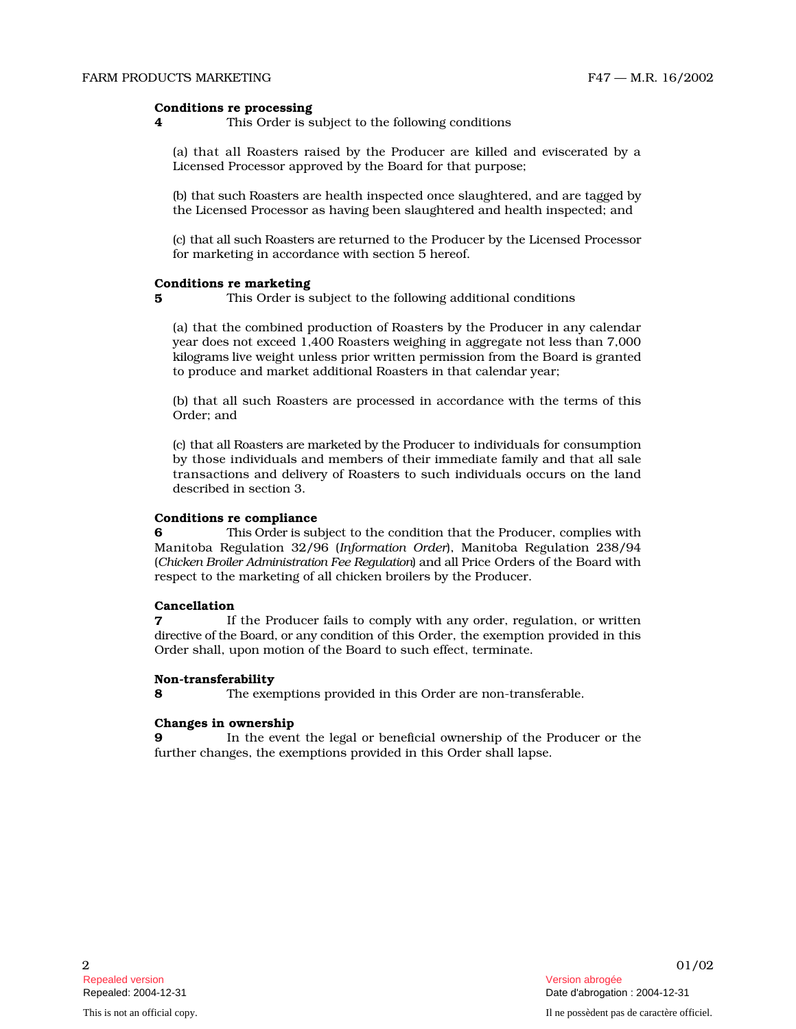**Conditions re processing**

**4** This Order is subject to the following conditions

(a) that all Roasters raised by the Producer are killed and eviscerated by a Licensed Processor approved by the Board for that purpose;

(b) that such Roasters are health inspected once slaughtered, and are tagged by the Licensed Processor as having been slaughtered and health inspected; and

(c) that all such Roasters are returned to the Producer by the Licensed Processor for marketing in accordance with section 5 hereof.

**Conditions re marketing**

**5** This Order is subject to the following additional conditions

(a) that the combined production of Roasters by the Producer in any calendar year does not exceed 1,400 Roasters weighing in aggregate not less than 7,000 kilograms live weight unless prior written permission from the Board is granted to produce and market additional Roasters in that calendar year;

(b) that all such Roasters are processed in accordance with the terms of this Order; and

(c) that all Roasters are marketed by the Producer to individuals for consumption by those individuals and members of their immediate family and that all sale transactions and delivery of Roasters to such individuals occurs on the land described in section 3.

**Conditions re compliance**

**6** This Order is subject to the condition that the Producer, complies with Manitoba Regulation 32/96 (*Information Order*), Manitoba Regulation 238/94 (*Chicken Broiler Administration Fee Regulation*) and all Price Orders of the Board with respect to the marketing of all chicken broilers by the Producer.

**Cancellation**

**7** If the Producer fails to comply with any order, regulation, or written directive of the Board, or any condition of this Order, the exemption provided in this Order shall, upon motion of the Board to such effect, terminate.

**Non-transferability**

**8** The exemptions provided in this Order are non-transferable.

**Changes in ownership**

**9** In the event the legal or beneficial ownership of the Producer or the further changes, the exemptions provided in this Order shall lapse.

Repealed version

Repealed: 2004-12-31

Version abrogée

Date d'abrogation : 2004-12-31

This is not an official copy.

Il ne possèdent pas de caractère officiel.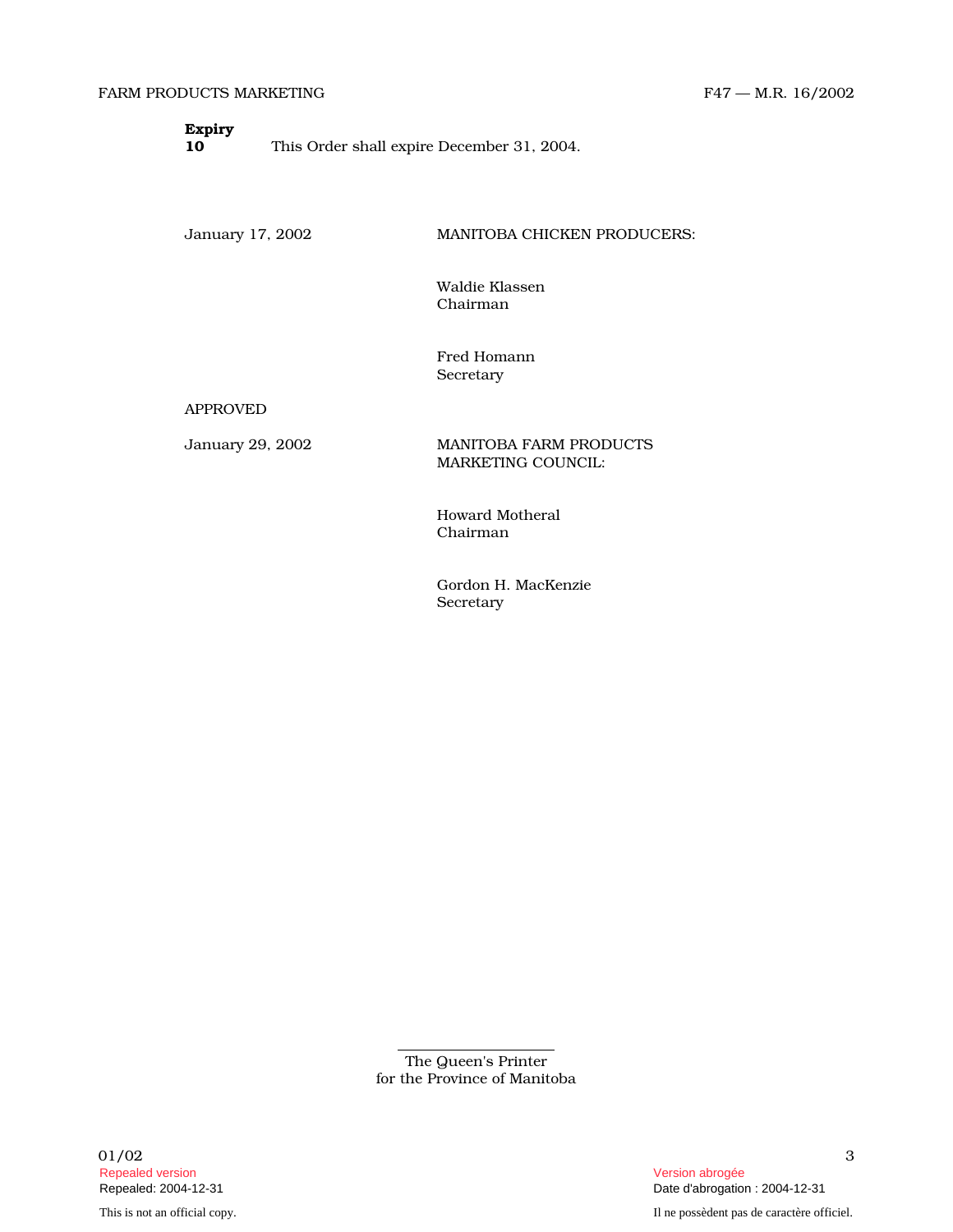**Expiry**

**10** This Order shall expire December 31, 2004.

January 17, 2002

MANITOBA CHICKEN PRODUCERS:

Waldie Klassen
Chairman

Fred Homann
Secretary

APPROVED

January 29, 2002

MANITOBA FARM PRODUCTS MARKETING COUNCIL:

Howard Motheral
Chairman

Gordon H. MacKenzie
Secretary

The Queen's Printer
for the Province of Manitoba

Repealed version
Repealed: 2004-12-31

Version abrogée
Date d'abrogation : 2004-12-31

This is not an official copy.

Il ne possèdent pas de caractère officiel.